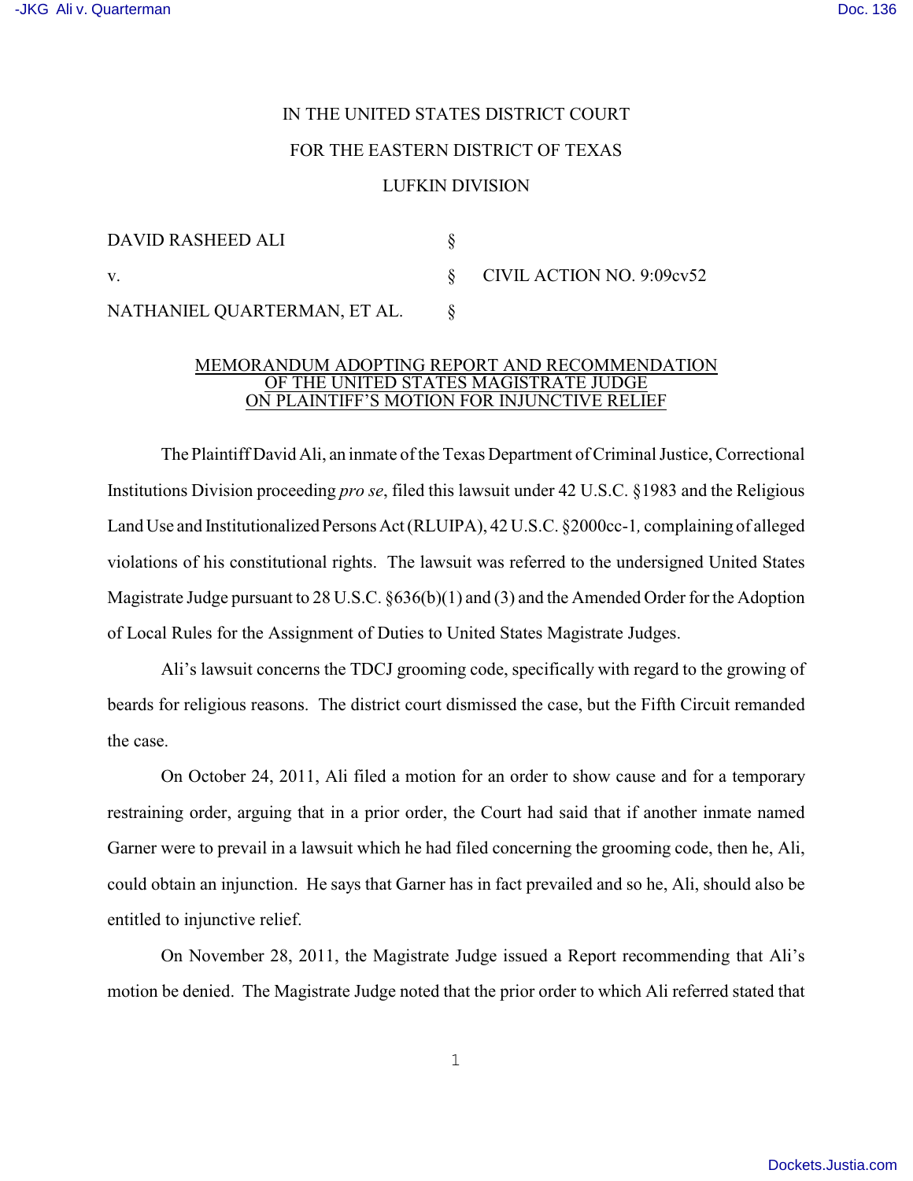IN THE UNITED STATES DISTRICT COURT

FOR THE EASTERN DISTRICT OF TEXAS

LUFKIN DIVISION

| | | |
|---|---|---|
| DAVID RASHEED ALI | § | |
| v. | § | CIVIL ACTION NO. 9:09cv52 |
| NATHANIEL QUARTERMAN, ET AL. | § | |

MEMORANDUM ADOPTING REPORT AND RECOMMENDATION OF THE UNITED STATES MAGISTRATE JUDGE ON PLAINTIFF'S MOTION FOR INJUNCTIVE RELIEF

The Plaintiff David Ali, an inmate of the Texas Department of Criminal Justice, Correctional Institutions Division proceeding *pro se*, filed this lawsuit under 42 U.S.C. §1983 and the Religious Land Use and Institutionalized Persons Act (RLUIPA), 42 U.S.C. §2000cc-1, complaining of alleged violations of his constitutional rights. The lawsuit was referred to the undersigned United States Magistrate Judge pursuant to 28 U.S.C. §636(b)(1) and (3) and the Amended Order for the Adoption of Local Rules for the Assignment of Duties to United States Magistrate Judges.

Ali's lawsuit concerns the TDCJ grooming code, specifically with regard to the growing of beards for religious reasons. The district court dismissed the case, but the Fifth Circuit remanded the case.

On October 24, 2011, Ali filed a motion for an order to show cause and for a temporary restraining order, arguing that in a prior order, the Court had said that if another inmate named Garner were to prevail in a lawsuit which he had filed concerning the grooming code, then he, Ali, could obtain an injunction. He says that Garner has in fact prevailed and so he, Ali, should also be entitled to injunctive relief.

On November 28, 2011, the Magistrate Judge issued a Report recommending that Ali's motion be denied. The Magistrate Judge noted that the prior order to which Ali referred stated that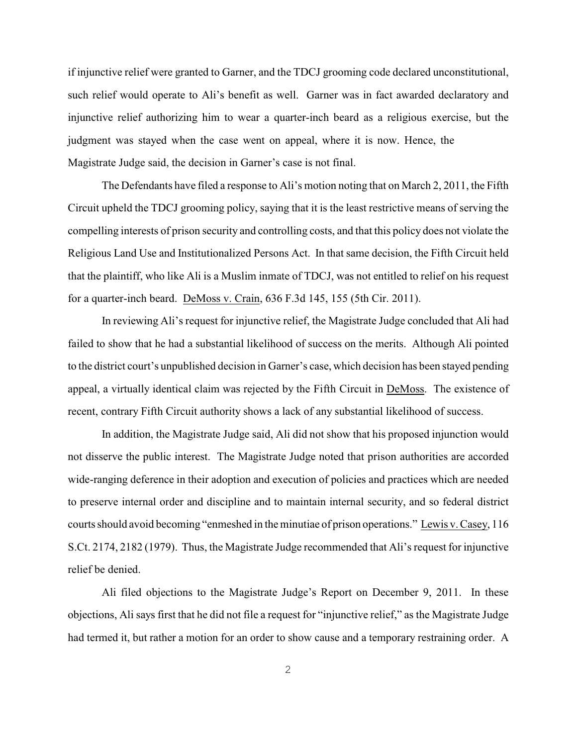if injunctive relief were granted to Garner, and the TDCJ grooming code declared unconstitutional, such relief would operate to Ali's benefit as well. Garner was in fact awarded declaratory and injunctive relief authorizing him to wear a quarter-inch beard as a religious exercise, but the judgment was stayed when the case went on appeal, where it is now. Hence, the Magistrate Judge said, the decision in Garner's case is not final.

The Defendants have filed a response to Ali's motion noting that on March 2, 2011, the Fifth Circuit upheld the TDCJ grooming policy, saying that it is the least restrictive means of serving the compelling interests of prison security and controlling costs, and that this policy does not violate the Religious Land Use and Institutionalized Persons Act. In that same decision, the Fifth Circuit held that the plaintiff, who like Ali is a Muslim inmate of TDCJ, was not entitled to relief on his request for a quarter-inch beard. DeMoss v. Crain, 636 F.3d 145, 155 (5th Cir. 2011).

In reviewing Ali's request for injunctive relief, the Magistrate Judge concluded that Ali had failed to show that he had a substantial likelihood of success on the merits. Although Ali pointed to the district court's unpublished decision in Garner's case, which decision has been stayed pending appeal, a virtually identical claim was rejected by the Fifth Circuit in DeMoss. The existence of recent, contrary Fifth Circuit authority shows a lack of any substantial likelihood of success.

In addition, the Magistrate Judge said, Ali did not show that his proposed injunction would not disserve the public interest. The Magistrate Judge noted that prison authorities are accorded wide-ranging deference in their adoption and execution of policies and practices which are needed to preserve internal order and discipline and to maintain internal security, and so federal district courts should avoid becoming "enmeshed in the minutiae of prison operations." Lewis v. Casey, 116 S.Ct. 2174, 2182 (1979). Thus, the Magistrate Judge recommended that Ali's request for injunctive relief be denied.

Ali filed objections to the Magistrate Judge's Report on December 9, 2011. In these objections, Ali says first that he did not file a request for "injunctive relief," as the Magistrate Judge had termed it, but rather a motion for an order to show cause and a temporary restraining order. A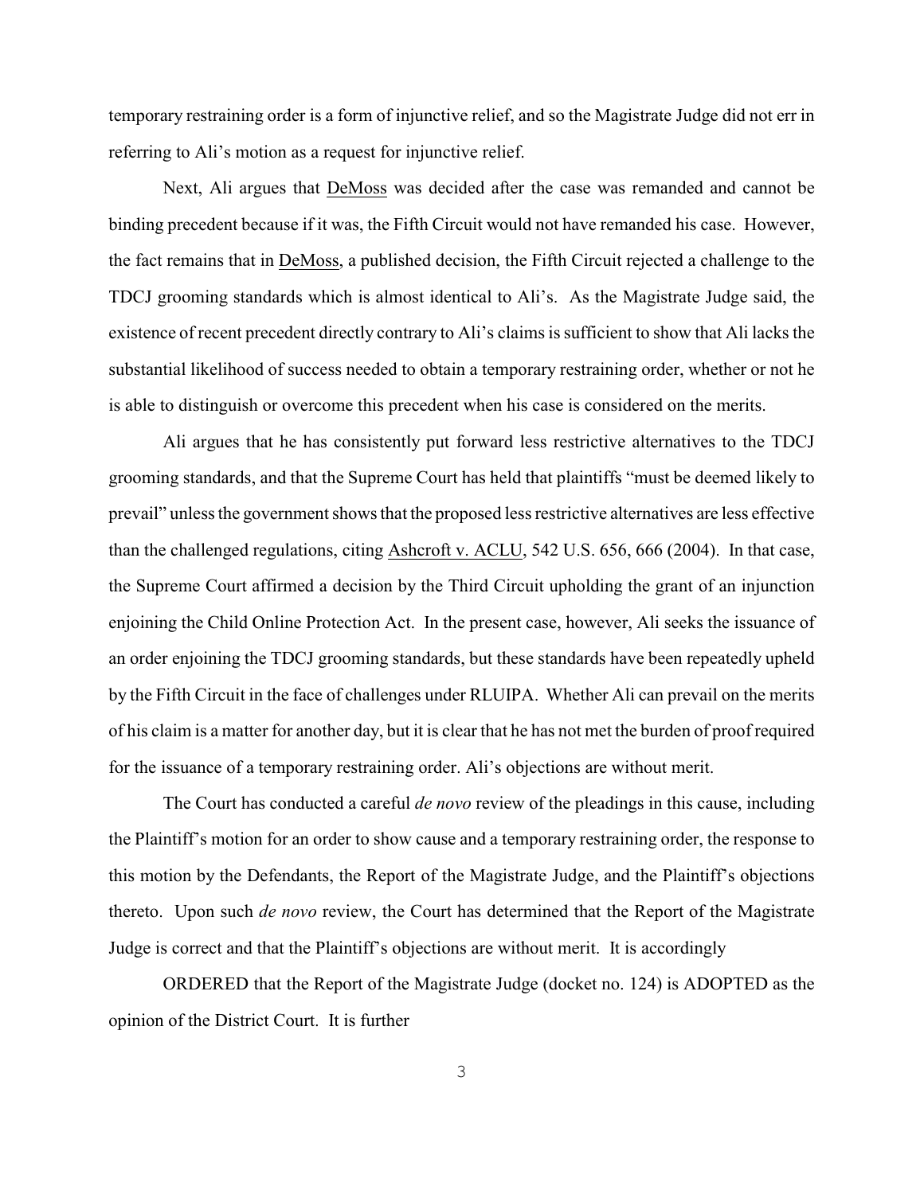temporary restraining order is a form of injunctive relief, and so the Magistrate Judge did not err in referring to Ali's motion as a request for injunctive relief.

Next, Ali argues that DeMoss was decided after the case was remanded and cannot be binding precedent because if it was, the Fifth Circuit would not have remanded his case. However, the fact remains that in DeMoss, a published decision, the Fifth Circuit rejected a challenge to the TDCJ grooming standards which is almost identical to Ali's. As the Magistrate Judge said, the existence of recent precedent directly contrary to Ali's claims is sufficient to show that Ali lacks the substantial likelihood of success needed to obtain a temporary restraining order, whether or not he is able to distinguish or overcome this precedent when his case is considered on the merits.

Ali argues that he has consistently put forward less restrictive alternatives to the TDCJ grooming standards, and that the Supreme Court has held that plaintiffs "must be deemed likely to prevail" unless the government shows that the proposed less restrictive alternatives are less effective than the challenged regulations, citing Ashcroft v. ACLU, 542 U.S. 656, 666 (2004). In that case, the Supreme Court affirmed a decision by the Third Circuit upholding the grant of an injunction enjoining the Child Online Protection Act. In the present case, however, Ali seeks the issuance of an order enjoining the TDCJ grooming standards, but these standards have been repeatedly upheld by the Fifth Circuit in the face of challenges under RLUIPA. Whether Ali can prevail on the merits of his claim is a matter for another day, but it is clear that he has not met the burden of proof required for the issuance of a temporary restraining order. Ali's objections are without merit.

The Court has conducted a careful *de novo* review of the pleadings in this cause, including the Plaintiff's motion for an order to show cause and a temporary restraining order, the response to this motion by the Defendants, the Report of the Magistrate Judge, and the Plaintiff's objections thereto. Upon such *de novo* review, the Court has determined that the Report of the Magistrate Judge is correct and that the Plaintiff's objections are without merit. It is accordingly

ORDERED that the Report of the Magistrate Judge (docket no. 124) is ADOPTED as the opinion of the District Court. It is further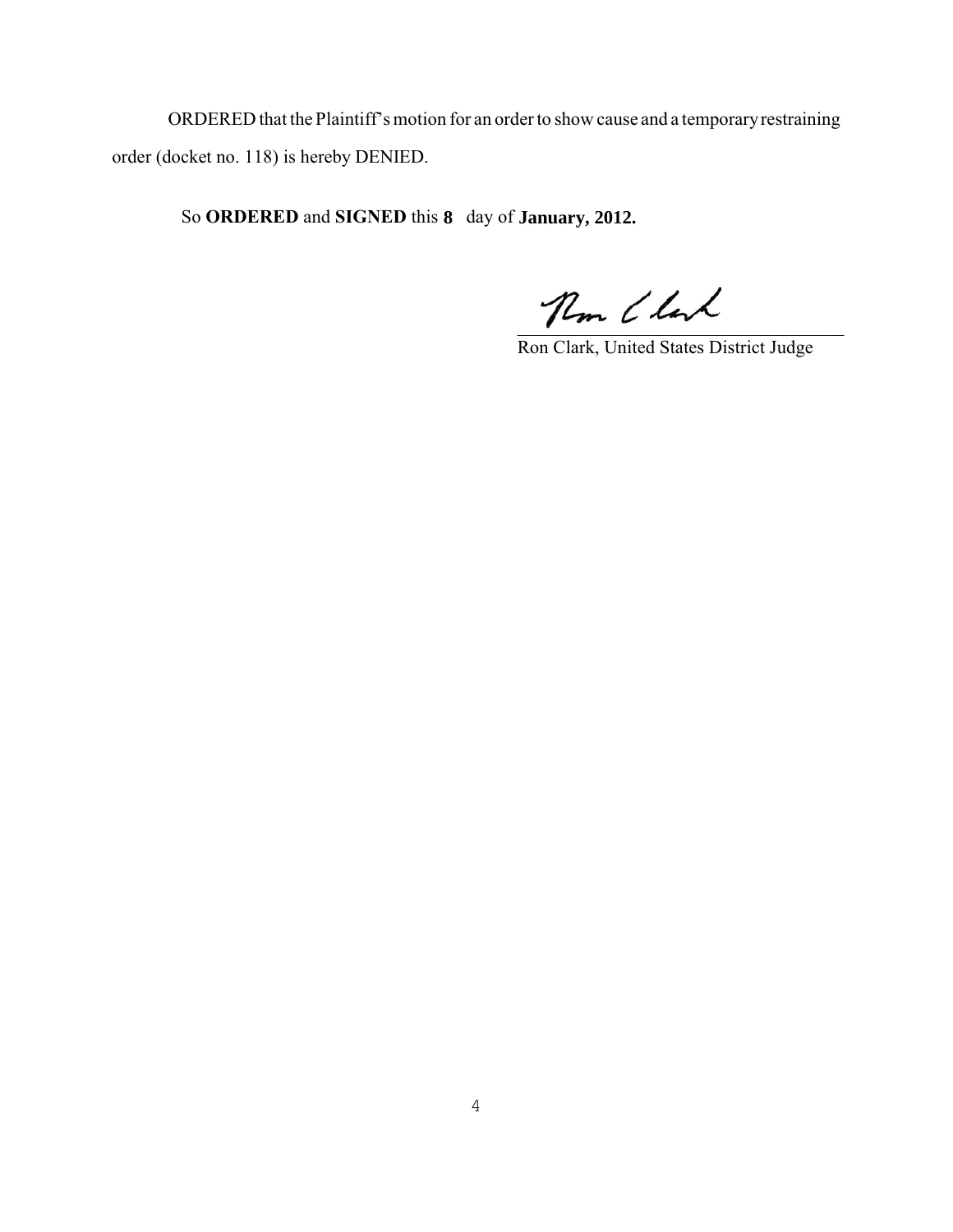ORDERED that the Plaintiff's motion for an order to show cause and a temporary restraining order (docket no. 118) is hereby DENIED.

So **ORDERED** and **SIGNED** this **8** day of **January, 2012.**

Ron Clark, United States District Judge